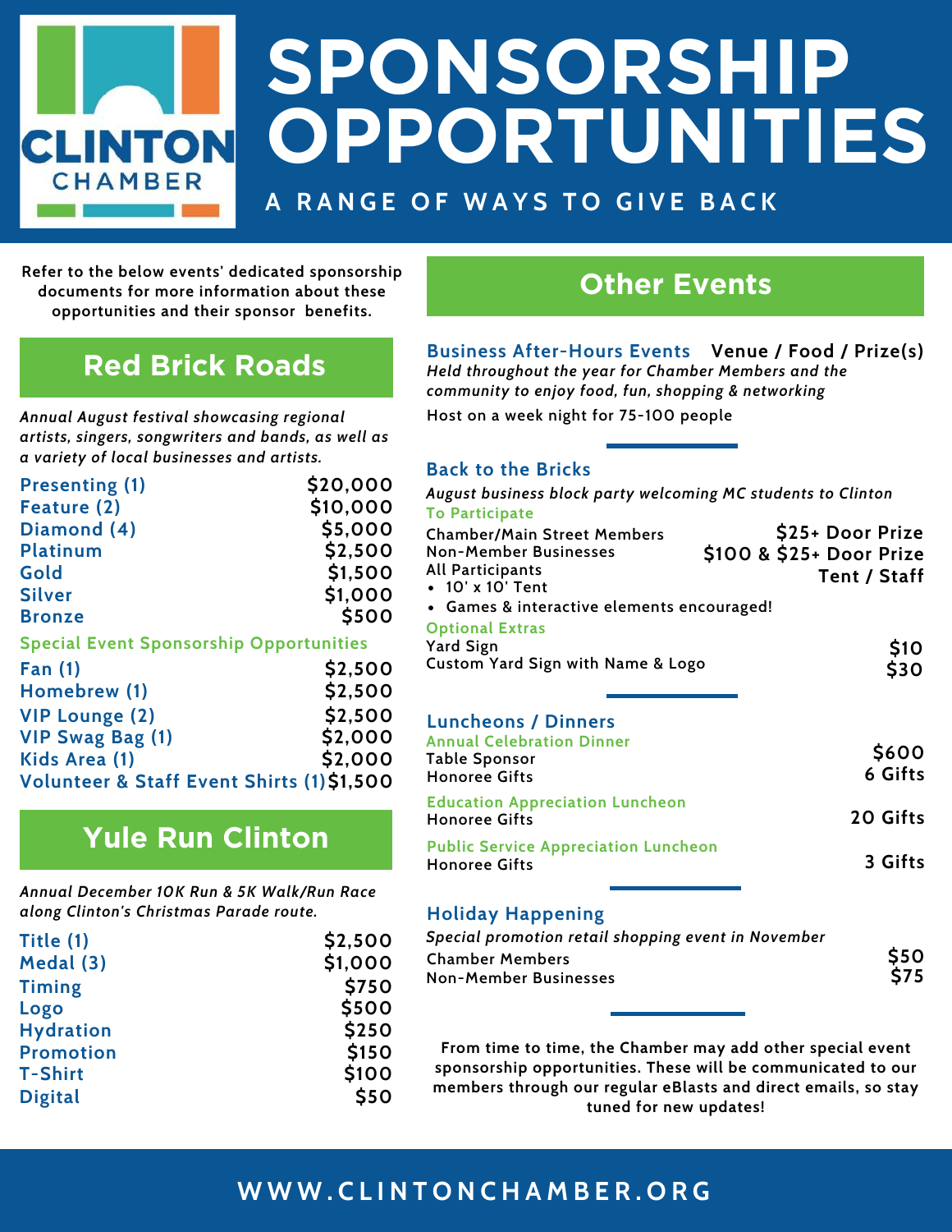# SPONSORSHIP OPPORTUNITIES

CLINTON CHAMBER

A RANGE OF WAYS TO GIVE BACK

**Refer to the below events' dedicated sponsorship documents for more information about these opportunities and their sponsor benefits.**

## Red Brick Roads

*Annual August festival showcasing regional artists, singers, songwriters and bands, as well as a variety of local businesses and artists.*

| Sponsorship | Price |
|---|---|
| Presenting (1) | $20,000 |
| Feature (2) | $10,000 |
| Diamond (4) | $5,000 |
| Platinum | $2,500 |
| Gold | $1,500 |
| Silver | $1,000 |
| Bronze | $500 |

### Special Event Sponsorship Opportunities

| Sponsorship | Price |
|---|---|
| Fan (1) | $2,500 |
| Homebrew (1) | $2,500 |
| VIP Lounge (2) | $2,500 |
| VIP Swag Bag (1) | $2,000 |
| Kids Area (1) | $2,000 |
| Volunteer & Staff Event Shirts (1) | $1,500 |

## Yule Run Clinton

*Annual December 10K Run & 5K Walk/Run Race along Clinton's Christmas Parade route.*

| Sponsorship | Price |
|---|---|
| Title (1) | $2,500 |
| Medal (3) | $1,000 |
| Timing | $750 |
| Logo | $500 |
| Hydration | $250 |
| Promotion | $150 |
| T-Shirt | $100 |
| Digital | $50 |

## Other Events

### Business After-Hours Events — Venue / Food / Prize(s)

*Held throughout the year for Chamber Members and the community to enjoy food, fun, shopping & networking*

Host on a week night for 75-100 people

### Back to the Bricks

*August business block party welcoming MC students to Clinton*

**To Participate**

| | |
|---|---|
| Chamber/Main Street Members | $25+ Door Prize |
| Non-Member Businesses | $100 & $25+ Door Prize |
| All Participants | Tent / Staff |

- 10' x 10' Tent
- Games & interactive elements encouraged!

**Optional Extras**

| | |
|---|---|
| Yard Sign | $10 |
| Custom Yard Sign with Name & Logo | $30 |

### Luncheons / Dinners

**Annual Celebration Dinner**

| | |
|---|---|
| Table Sponsor | $600 |
| Honoree Gifts | 6 Gifts |

**Education Appreciation Luncheon**

| | |
|---|---|
| Honoree Gifts | 20 Gifts |

**Public Service Appreciation Luncheon**

| | |
|---|---|
| Honoree Gifts | 3 Gifts |

### Holiday Happening

*Special promotion retail shopping event in November*

| | |
|---|---|
| Chamber Members | $50 |
| Non-Member Businesses | $75 |

**From time to time, the Chamber may add other special event sponsorship opportunities. These will be communicated to our members through our regular eBlasts and direct emails, so stay tuned for new updates!**

WWW.CLINTONCHAMBER.ORG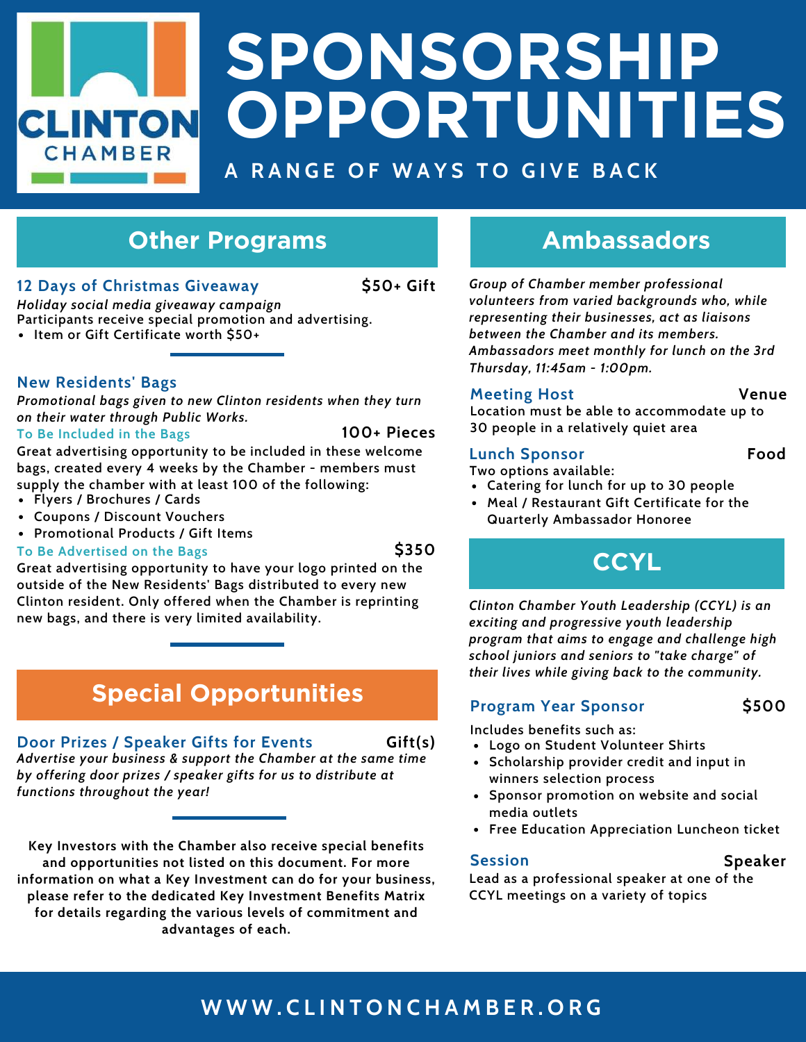# SPONSORSHIP OPPORTUNITIES

A RANGE OF WAYS TO GIVE BACK

## Other Programs

### 12 Days of Christmas Giveaway — $50+ Gift

*Holiday social media giveaway campaign*

Participants receive special promotion and advertising.

- Item or Gift Certificate worth $50+

### New Residents' Bags

*Promotional bags given to new Clinton residents when they turn on their water through Public Works.*

**To Be Included in the Bags — 100+ Pieces**

Great advertising opportunity to be included in these welcome bags, created every 4 weeks by the Chamber - members must supply the chamber with at least 100 of the following:

- Flyers / Brochures / Cards
- Coupons / Discount Vouchers
- Promotional Products / Gift Items

**To Be Advertised on the Bags — $350**

Great advertising opportunity to have your logo printed on the outside of the New Residents' Bags distributed to every new Clinton resident. Only offered when the Chamber is reprinting new bags, and there is very limited availability.

## Special Opportunities

### Door Prizes / Speaker Gifts for Events — Gift(s)

*Advertise your business & support the Chamber at the same time by offering door prizes / speaker gifts for us to distribute at functions throughout the year!*

**Key Investors with the Chamber also receive special benefits and opportunities not listed on this document. For more information on what a Key Investment can do for your business, please refer to the dedicated Key Investment Benefits Matrix for details regarding the various levels of commitment and advantages of each.**

## Ambassadors

*Group of Chamber member professional volunteers from varied backgrounds who, while representing their businesses, act as liaisons between the Chamber and its members. Ambassadors meet monthly for lunch on the 3rd Thursday, 11:45am - 1:00pm.*

### Meeting Host — Venue

Location must be able to accommodate up to 30 people in a relatively quiet area

### Lunch Sponsor — Food

Two options available:

- Catering for lunch for up to 30 people
- Meal / Restaurant Gift Certificate for the Quarterly Ambassador Honoree

## CCYL

*Clinton Chamber Youth Leadership (CCYL) is an exciting and progressive youth leadership program that aims to engage and challenge high school juniors and seniors to "take charge" of their lives while giving back to the community.*

### Program Year Sponsor — $500

Includes benefits such as:

- Logo on Student Volunteer Shirts
- Scholarship provider credit and input in winners selection process
- Sponsor promotion on website and social media outlets
- Free Education Appreciation Luncheon ticket

### Session — Speaker

Lead as a professional speaker at one of the CCYL meetings on a variety of topics

WWW.CLINTONCHAMBER.ORG